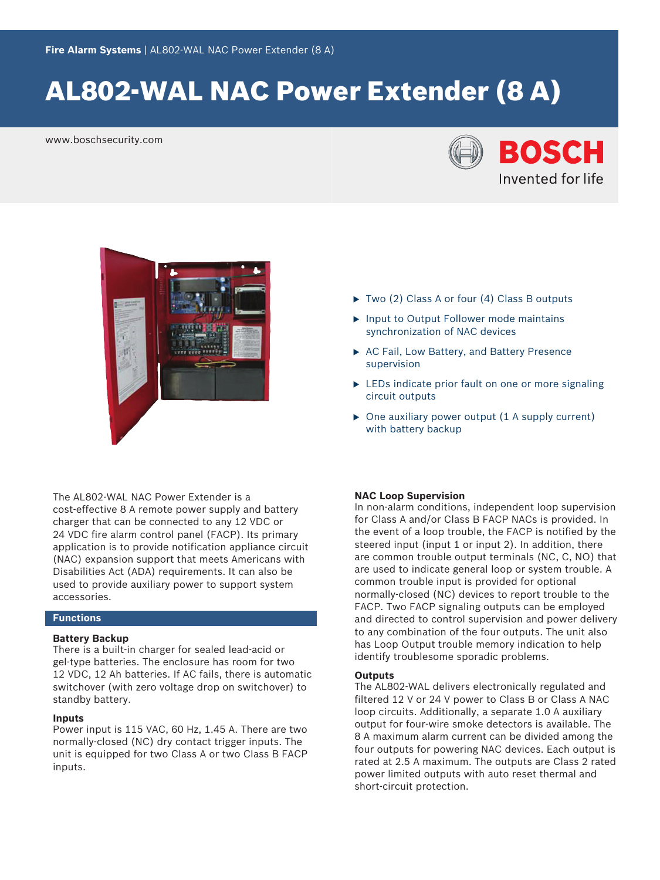Fire Alarm Systems | AL802-WAL NAC Power Extender (8 A)

# AL802-WAL NAC Power Extender (8 A)

www.boschsecurity.com

- Two (2) Class A or four (4) Class B outputs
- Input to Output Follower mode maintains synchronization of NAC devices
- AC Fail, Low Battery, and Battery Presence supervision
- LEDs indicate prior fault on one or more signaling circuit outputs
- One auxiliary power output (1 A supply current) with battery backup

The AL802-WAL NAC Power Extender is a cost-effective 8 A remote power supply and battery charger that can be connected to any 12 VDC or 24 VDC fire alarm control panel (FACP). Its primary application is to provide notification appliance circuit (NAC) expansion support that meets Americans with Disabilities Act (ADA) requirements. It can also be used to provide auxiliary power to support system accessories.

## Functions

### Battery Backup

There is a built-in charger for sealed lead-acid or gel-type batteries. The enclosure has room for two 12 VDC, 12 Ah batteries. If AC fails, there is automatic switchover (with zero voltage drop on switchover) to standby battery.

### Inputs

Power input is 115 VAC, 60 Hz, 1.45 A. There are two normally-closed (NC) dry contact trigger inputs. The unit is equipped for two Class A or two Class B FACP inputs.

### NAC Loop Supervision

In non-alarm conditions, independent loop supervision for Class A and/or Class B FACP NACs is provided. In the event of a loop trouble, the FACP is notified by the steered input (input 1 or input 2). In addition, there are common trouble output terminals (NC, C, NO) that are used to indicate general loop or system trouble. A common trouble input is provided for optional normally-closed (NC) devices to report trouble to the FACP. Two FACP signaling outputs can be employed and directed to control supervision and power delivery to any combination of the four outputs. The unit also has Loop Output trouble memory indication to help identify troublesome sporadic problems.

### Outputs

The AL802-WAL delivers electronically regulated and filtered 12 V or 24 V power to Class B or Class A NAC loop circuits. Additionally, a separate 1.0 A auxiliary output for four-wire smoke detectors is available. The 8 A maximum alarm current can be divided among the four outputs for powering NAC devices. Each output is rated at 2.5 A maximum. The outputs are Class 2 rated power limited outputs with auto reset thermal and short-circuit protection.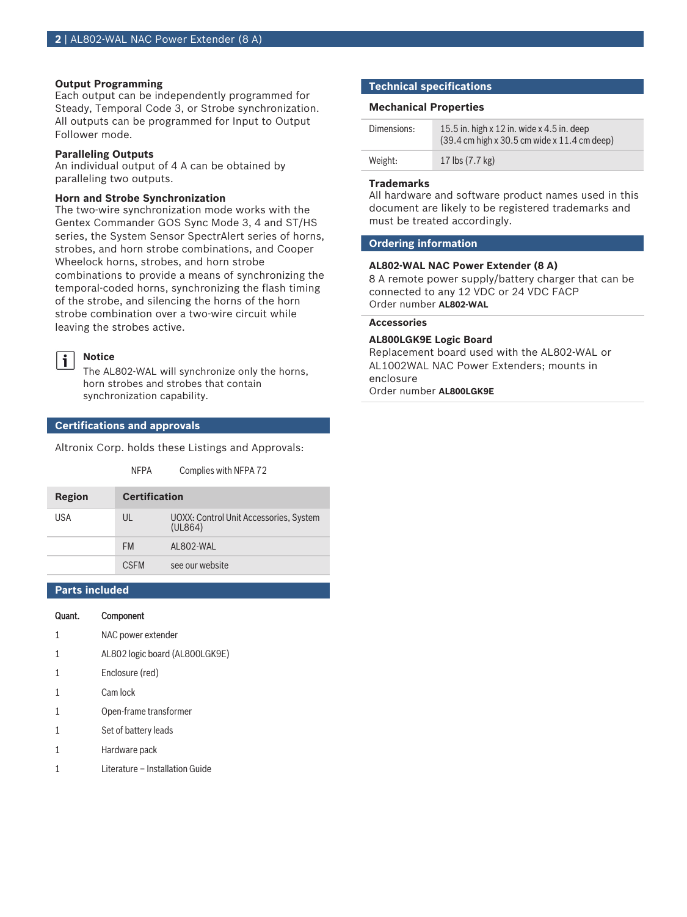### Output Programming

Each output can be independently programmed for Steady, Temporal Code 3, or Strobe synchronization. All outputs can be programmed for Input to Output Follower mode.

### Paralleling Outputs

An individual output of 4 A can be obtained by paralleling two outputs.

### Horn and Strobe Synchronization

The two-wire synchronization mode works with the Gentex Commander GOS Sync Mode 3, 4 and ST/HS series, the System Sensor SpectrAlert series of horns, strobes, and horn strobe combinations, and Cooper Wheelock horns, strobes, and horn strobe combinations to provide a means of synchronizing the temporal-coded horns, synchronizing the flash timing of the strobe, and silencing the horns of the horn strobe combination over a two-wire circuit while leaving the strobes active.

> **Notice**
> The AL802-WAL will synchronize only the horns, horn strobes and strobes that contain synchronization capability.

## Certifications and approvals

Altronix Corp. holds these Listings and Approvals:

NFPA — Complies with NFPA 72

| Region | Certification | |
|---|---|---|
| USA | UL | UOXX: Control Unit Accessories, System (UL864) |
| | FM | AL802-WAL |
| | CSFM | see our website |

## Parts included

| Quant. | Component |
|---|---|
| 1 | NAC power extender |
| 1 | AL802 logic board (AL800LGK9E) |
| 1 | Enclosure (red) |
| 1 | Cam lock |
| 1 | Open-frame transformer |
| 1 | Set of battery leads |
| 1 | Hardware pack |
| 1 | Literature – Installation Guide |

## Technical specifications

### Mechanical Properties

| | |
|---|---|
| Dimensions: | 15.5 in. high x 12 in. wide x 4.5 in. deep (39.4 cm high x 30.5 cm wide x 11.4 cm deep) |
| Weight: | 17 lbs (7.7 kg) |

### Trademarks

All hardware and software product names used in this document are likely to be registered trademarks and must be treated accordingly.

## Ordering information

**AL802-WAL NAC Power Extender (8 A)**
8 A remote power supply/battery charger that can be connected to any 12 VDC or 24 VDC FACP
Order number **AL802-WAL**

### Accessories

**AL800LGK9E Logic Board**
Replacement board used with the AL802-WAL or AL1002WAL NAC Power Extenders; mounts in enclosure
Order number **AL800LGK9E**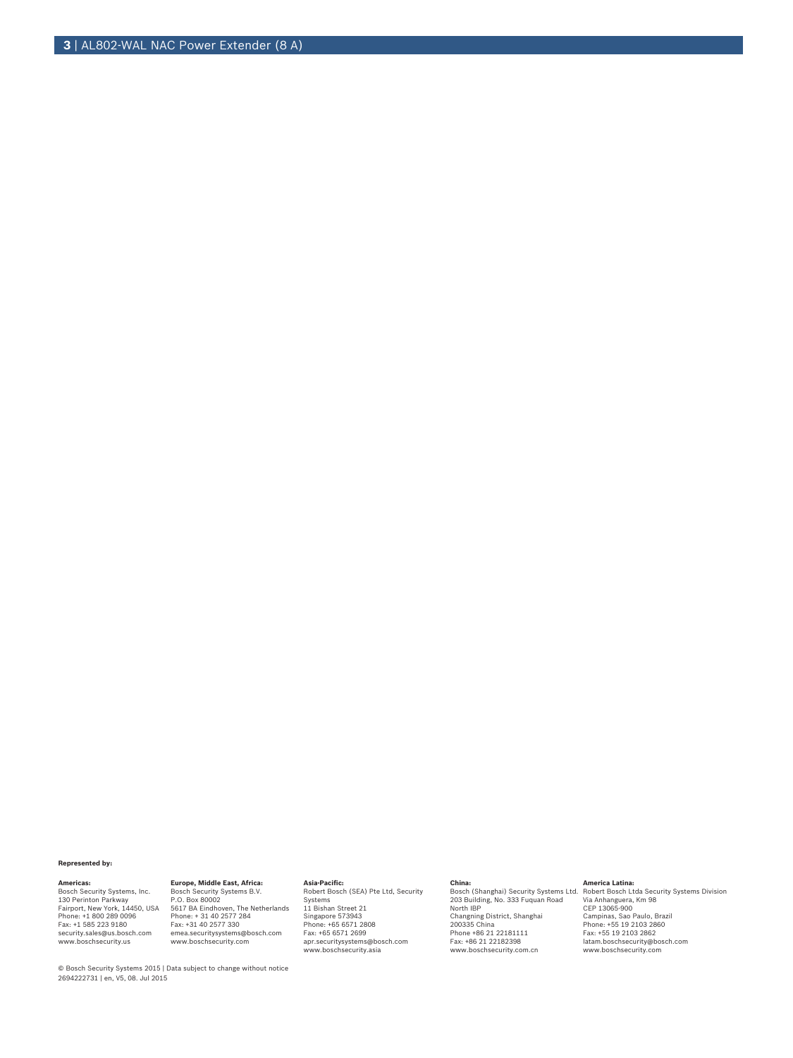**Represented by:**

**Americas:**
Bosch Security Systems, Inc.
130 Perinton Parkway
Fairport, New York, 14450, USA
Phone: +1 800 289 0096
Fax: +1 585 223 9180
security.sales@us.bosch.com
www.boschsecurity.us

**Europe, Middle East, Africa:**
Bosch Security Systems B.V.
P.O. Box 80002
5617 BA Eindhoven, The Netherlands
Phone: + 31 40 2577 284
Fax: +31 40 2577 330
emea.securitysystems@bosch.com
www.boschsecurity.com

**Asia-Pacific:**
Robert Bosch (SEA) Pte Ltd, Security Systems
11 Bishan Street 21
Singapore 573943
Phone: +65 6571 2808
Fax: +65 6571 2699
apr.securitysystems@bosch.com
www.boschsecurity.asia

**China:**
Bosch (Shanghai) Security Systems Ltd.
203 Building, No. 333 Fuquan Road
North IBP
Changning District, Shanghai
200335 China
Phone +86 21 22181111
Fax: +86 21 22182398
www.boschsecurity.com.cn

**America Latina:**
Robert Bosch Ltda Security Systems Division
Via Anhanguera, Km 98
CEP 13065-900
Campinas, Sao Paulo, Brazil
Phone: +55 19 2103 2860
Fax: +55 19 2103 2862
latam.boschsecurity@bosch.com
www.boschsecurity.com

© Bosch Security Systems 2015 | Data subject to change without notice
2694222731 | en, V5, 08. Jul 2015